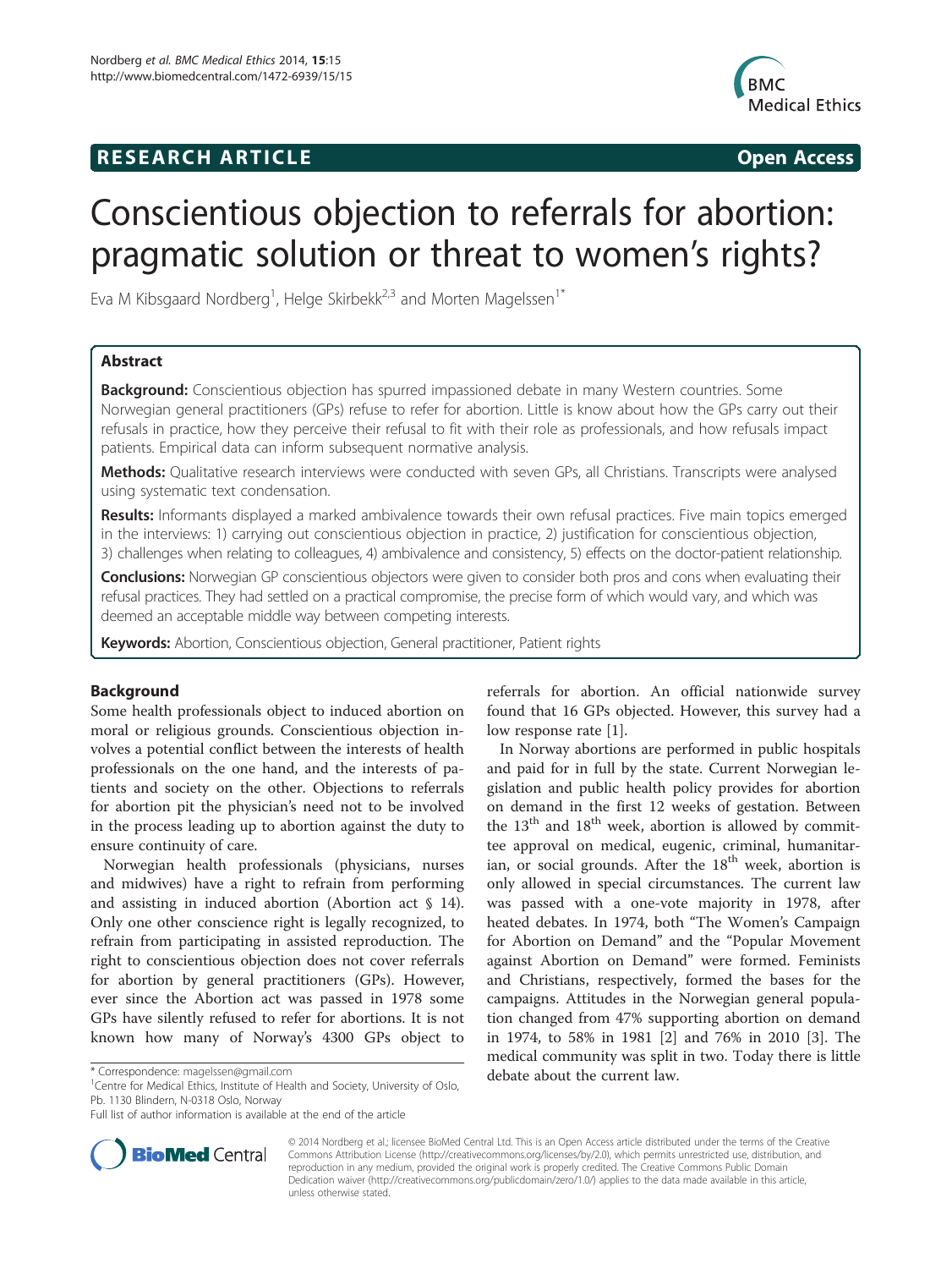**RESEARCH ARTICLE** **Open Access**

# Conscientious objection to referrals for abortion: pragmatic solution or threat to women's rights?

Eva M Kibsgaard Nordberg[1], Helge Skirbekk[2,3] and Morten Magelssen[1*]

## Abstract

**Background:** Conscientious objection has spurred impassioned debate in many Western countries. Some Norwegian general practitioners (GPs) refuse to refer for abortion. Little is know about how the GPs carry out their refusals in practice, how they perceive their refusal to fit with their role as professionals, and how refusals impact patients. Empirical data can inform subsequent normative analysis.

**Methods:** Qualitative research interviews were conducted with seven GPs, all Christians. Transcripts were analysed using systematic text condensation.

**Results:** Informants displayed a marked ambivalence towards their own refusal practices. Five main topics emerged in the interviews: 1) carrying out conscientious objection in practice, 2) justification for conscientious objection, 3) challenges when relating to colleagues, 4) ambivalence and consistency, 5) effects on the doctor-patient relationship.

**Conclusions:** Norwegian GP conscientious objectors were given to consider both pros and cons when evaluating their refusal practices. They had settled on a practical compromise, the precise form of which would vary, and which was deemed an acceptable middle way between competing interests.

**Keywords:** Abortion, Conscientious objection, General practitioner, Patient rights

## Background

Some health professionals object to induced abortion on moral or religious grounds. Conscientious objection involves a potential conflict between the interests of health professionals on the one hand, and the interests of patients and society on the other. Objections to referrals for abortion pit the physician's need not to be involved in the process leading up to abortion against the duty to ensure continuity of care.

Norwegian health professionals (physicians, nurses and midwives) have a right to refrain from performing and assisting in induced abortion (Abortion act § 14). Only one other conscience right is legally recognized, to refrain from participating in assisted reproduction. The right to conscientious objection does not cover referrals for abortion by general practitioners (GPs). However, ever since the Abortion act was passed in 1978 some GPs have silently refused to refer for abortions. It is not known how many of Norway's 4300 GPs object to referrals for abortion. An official nationwide survey found that 16 GPs objected. However, this survey had a low response rate [1].

In Norway abortions are performed in public hospitals and paid for in full by the state. Current Norwegian legislation and public health policy provides for abortion on demand in the first 12 weeks of gestation. Between the 13[th] and 18[th] week, abortion is allowed by committee approval on medical, eugenic, criminal, humanitarian, or social grounds. After the 18[th] week, abortion is only allowed in special circumstances. The current law was passed with a one-vote majority in 1978, after heated debates. In 1974, both "The Women's Campaign for Abortion on Demand" and the "Popular Movement against Abortion on Demand" were formed. Feminists and Christians, respectively, formed the bases for the campaigns. Attitudes in the Norwegian general population changed from 47% supporting abortion on demand in 1974, to 58% in 1981 [2] and 76% in 2010 [3]. The medical community was split in two. Today there is little debate about the current law.

\* Correspondence: magelssen@gmail.com
[1]Centre for Medical Ethics, Institute of Health and Society, University of Oslo, Pb. 1130 Blindern, N-0318 Oslo, Norway
Full list of author information is available at the end of the article

© 2014 Nordberg et al.; licensee BioMed Central Ltd. This is an Open Access article distributed under the terms of the Creative Commons Attribution License (http://creativecommons.org/licenses/by/2.0), which permits unrestricted use, distribution, and reproduction in any medium, provided the original work is properly credited. The Creative Commons Public Domain Dedication waiver (http://creativecommons.org/publicdomain/zero/1.0/) applies to the data made available in this article, unless otherwise stated.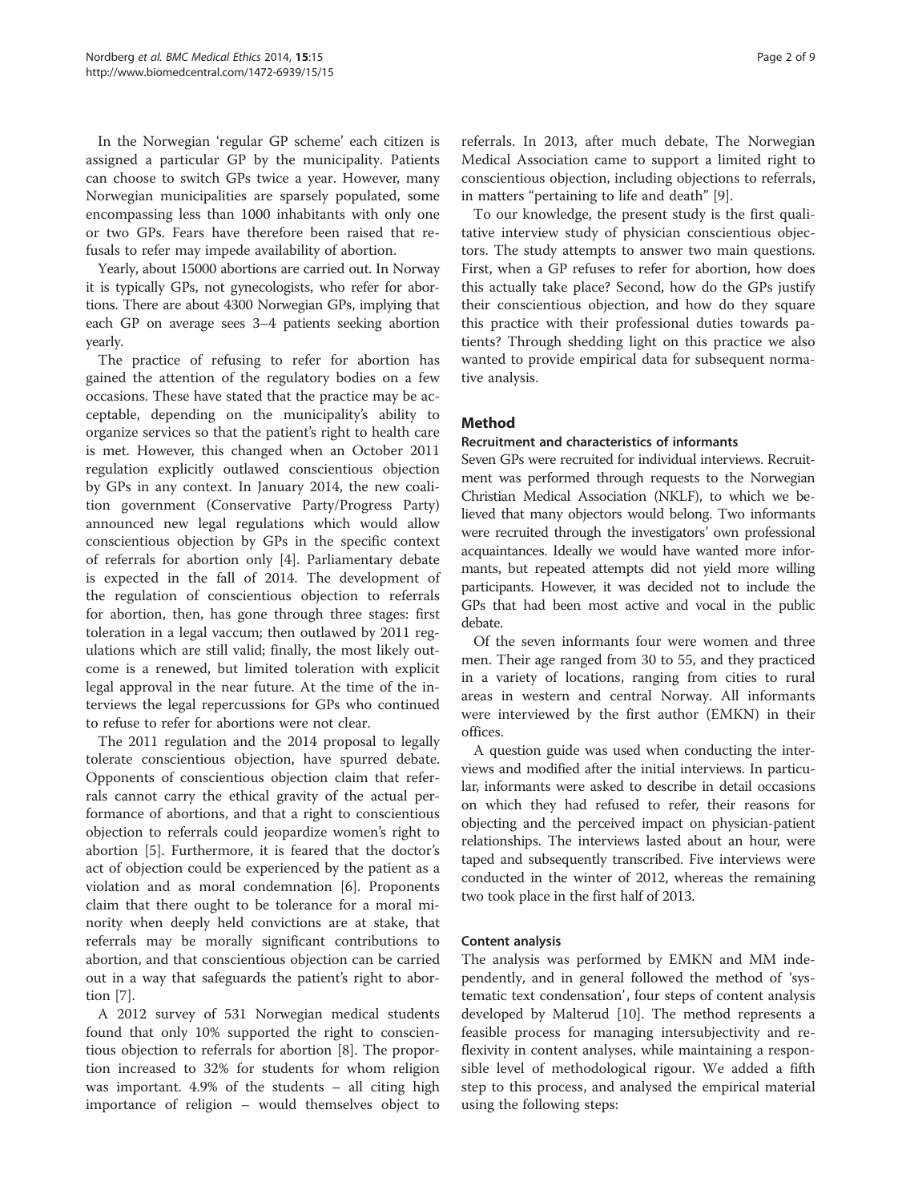In the Norwegian 'regular GP scheme' each citizen is assigned a particular GP by the municipality. Patients can choose to switch GPs twice a year. However, many Norwegian municipalities are sparsely populated, some encompassing less than 1000 inhabitants with only one or two GPs. Fears have therefore been raised that refusals to refer may impede availability of abortion.

Yearly, about 15000 abortions are carried out. In Norway it is typically GPs, not gynecologists, who refer for abortions. There are about 4300 Norwegian GPs, implying that each GP on average sees 3–4 patients seeking abortion yearly.

The practice of refusing to refer for abortion has gained the attention of the regulatory bodies on a few occasions. These have stated that the practice may be acceptable, depending on the municipality's ability to organize services so that the patient's right to health care is met. However, this changed when an October 2011 regulation explicitly outlawed conscientious objection by GPs in any context. In January 2014, the new coalition government (Conservative Party/Progress Party) announced new legal regulations which would allow conscientious objection by GPs in the specific context of referrals for abortion only [4]. Parliamentary debate is expected in the fall of 2014. The development of the regulation of conscientious objection to referrals for abortion, then, has gone through three stages: first toleration in a legal vaccum; then outlawed by 2011 regulations which are still valid; finally, the most likely outcome is a renewed, but limited toleration with explicit legal approval in the near future. At the time of the interviews the legal repercussions for GPs who continued to refuse to refer for abortions were not clear.

The 2011 regulation and the 2014 proposal to legally tolerate conscientious objection, have spurred debate. Opponents of conscientious objection claim that referrals cannot carry the ethical gravity of the actual performance of abortions, and that a right to conscientious objection to referrals could jeopardize women's right to abortion [5]. Furthermore, it is feared that the doctor's act of objection could be experienced by the patient as a violation and as moral condemnation [6]. Proponents claim that there ought to be tolerance for a moral minority when deeply held convictions are at stake, that referrals may be morally significant contributions to abortion, and that conscientious objection can be carried out in a way that safeguards the patient's right to abortion [7].

A 2012 survey of 531 Norwegian medical students found that only 10% supported the right to conscientious objection to referrals for abortion [8]. The proportion increased to 32% for students for whom religion was important. 4.9% of the students – all citing high importance of religion – would themselves object to referrals. In 2013, after much debate, The Norwegian Medical Association came to support a limited right to conscientious objection, including objections to referrals, in matters "pertaining to life and death" [9].

To our knowledge, the present study is the first qualitative interview study of physician conscientious objectors. The study attempts to answer two main questions. First, when a GP refuses to refer for abortion, how does this actually take place? Second, how do the GPs justify their conscientious objection, and how do they square this practice with their professional duties towards patients? Through shedding light on this practice we also wanted to provide empirical data for subsequent normative analysis.

## Method

### Recruitment and characteristics of informants

Seven GPs were recruited for individual interviews. Recruitment was performed through requests to the Norwegian Christian Medical Association (NKLF), to which we believed that many objectors would belong. Two informants were recruited through the investigators' own professional acquaintances. Ideally we would have wanted more informants, but repeated attempts did not yield more willing participants. However, it was decided not to include the GPs that had been most active and vocal in the public debate.

Of the seven informants four were women and three men. Their age ranged from 30 to 55, and they practiced in a variety of locations, ranging from cities to rural areas in western and central Norway. All informants were interviewed by the first author (EMKN) in their offices.

A question guide was used when conducting the interviews and modified after the initial interviews. In particular, informants were asked to describe in detail occasions on which they had refused to refer, their reasons for objecting and the perceived impact on physician-patient relationships. The interviews lasted about an hour, were taped and subsequently transcribed. Five interviews were conducted in the winter of 2012, whereas the remaining two took place in the first half of 2013.

### Content analysis

The analysis was performed by EMKN and MM independently, and in general followed the method of 'systematic text condensation', four steps of content analysis developed by Malterud [10]. The method represents a feasible process for managing intersubjectivity and reflexivity in content analyses, while maintaining a responsible level of methodological rigour. We added a fifth step to this process, and analysed the empirical material using the following steps: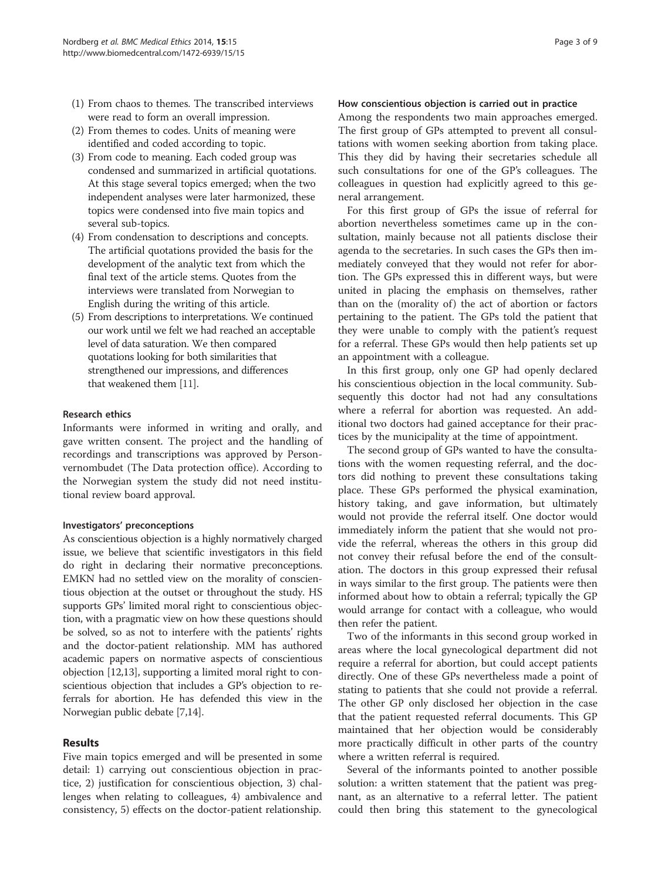(1) From chaos to themes. The transcribed interviews were read to form an overall impression.
(2) From themes to codes. Units of meaning were identified and coded according to topic.
(3) From code to meaning. Each coded group was condensed and summarized in artificial quotations. At this stage several topics emerged; when the two independent analyses were later harmonized, these topics were condensed into five main topics and several sub-topics.
(4) From condensation to descriptions and concepts. The artificial quotations provided the basis for the development of the analytic text from which the final text of the article stems. Quotes from the interviews were translated from Norwegian to English during the writing of this article.
(5) From descriptions to interpretations. We continued our work until we felt we had reached an acceptable level of data saturation. We then compared quotations looking for both similarities that strengthened our impressions, and differences that weakened them [11].

### Research ethics

Informants were informed in writing and orally, and gave written consent. The project and the handling of recordings and transcriptions was approved by Personvernombudet (The Data protection office). According to the Norwegian system the study did not need institutional review board approval.

### Investigators' preconceptions

As conscientious objection is a highly normatively charged issue, we believe that scientific investigators in this field do right in declaring their normative preconceptions. EMKN had no settled view on the morality of conscientious objection at the outset or throughout the study. HS supports GPs' limited moral right to conscientious objection, with a pragmatic view on how these questions should be solved, so as not to interfere with the patients' rights and the doctor-patient relationship. MM has authored academic papers on normative aspects of conscientious objection [12,13], supporting a limited moral right to conscientious objection that includes a GP's objection to referrals for abortion. He has defended this view in the Norwegian public debate [7,14].

## Results

Five main topics emerged and will be presented in some detail: 1) carrying out conscientious objection in practice, 2) justification for conscientious objection, 3) challenges when relating to colleagues, 4) ambivalence and consistency, 5) effects on the doctor-patient relationship.

### How conscientious objection is carried out in practice

Among the respondents two main approaches emerged. The first group of GPs attempted to prevent all consultations with women seeking abortion from taking place. This they did by having their secretaries schedule all such consultations for one of the GP's colleagues. The colleagues in question had explicitly agreed to this general arrangement.

For this first group of GPs the issue of referral for abortion nevertheless sometimes came up in the consultation, mainly because not all patients disclose their agenda to the secretaries. In such cases the GPs then immediately conveyed that they would not refer for abortion. The GPs expressed this in different ways, but were united in placing the emphasis on themselves, rather than on the (morality of) the act of abortion or factors pertaining to the patient. The GPs told the patient that they were unable to comply with the patient's request for a referral. These GPs would then help patients set up an appointment with a colleague.

In this first group, only one GP had openly declared his conscientious objection in the local community. Subsequently this doctor had not had any consultations where a referral for abortion was requested. An additional two doctors had gained acceptance for their practices by the municipality at the time of appointment.

The second group of GPs wanted to have the consultations with the women requesting referral, and the doctors did nothing to prevent these consultations taking place. These GPs performed the physical examination, history taking, and gave information, but ultimately would not provide the referral itself. One doctor would immediately inform the patient that she would not provide the referral, whereas the others in this group did not convey their refusal before the end of the consultation. The doctors in this group expressed their refusal in ways similar to the first group. The patients were then informed about how to obtain a referral; typically the GP would arrange for contact with a colleague, who would then refer the patient.

Two of the informants in this second group worked in areas where the local gynecological department did not require a referral for abortion, but could accept patients directly. One of these GPs nevertheless made a point of stating to patients that she could not provide a referral. The other GP only disclosed her objection in the case that the patient requested referral documents. This GP maintained that her objection would be considerably more practically difficult in other parts of the country where a written referral is required.

Several of the informants pointed to another possible solution: a written statement that the patient was pregnant, as an alternative to a referral letter. The patient could then bring this statement to the gynecological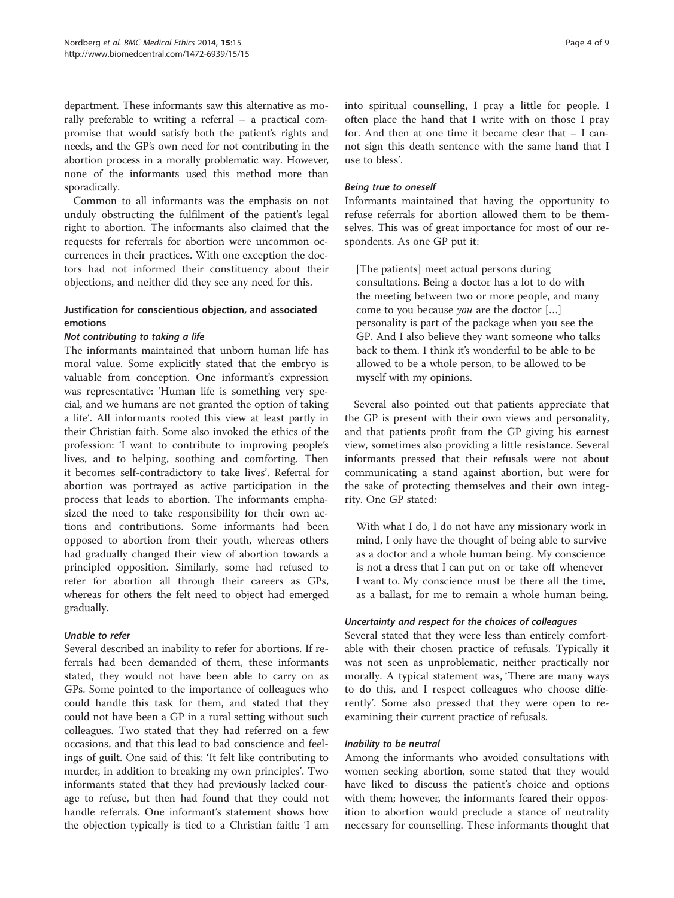department. These informants saw this alternative as morally preferable to writing a referral – a practical compromise that would satisfy both the patient's rights and needs, and the GP's own need for not contributing in the abortion process in a morally problematic way. However, none of the informants used this method more than sporadically.

Common to all informants was the emphasis on not unduly obstructing the fulfilment of the patient's legal right to abortion. The informants also claimed that the requests for referrals for abortion were uncommon occurrences in their practices. With one exception the doctors had not informed their constituency about their objections, and neither did they see any need for this.

### Justification for conscientious objection, and associated emotions

#### *Not contributing to taking a life*

The informants maintained that unborn human life has moral value. Some explicitly stated that the embryo is valuable from conception. One informant's expression was representative: 'Human life is something very special, and we humans are not granted the option of taking a life'. All informants rooted this view at least partly in their Christian faith. Some also invoked the ethics of the profession: 'I want to contribute to improving people's lives, and to helping, soothing and comforting. Then it becomes self-contradictory to take lives'. Referral for abortion was portrayed as active participation in the process that leads to abortion. The informants emphasized the need to take responsibility for their own actions and contributions. Some informants had been opposed to abortion from their youth, whereas others had gradually changed their view of abortion towards a principled opposition. Similarly, some had refused to refer for abortion all through their careers as GPs, whereas for others the felt need to object had emerged gradually.

#### *Unable to refer*

Several described an inability to refer for abortions. If referrals had been demanded of them, these informants stated, they would not have been able to carry on as GPs. Some pointed to the importance of colleagues who could handle this task for them, and stated that they could not have been a GP in a rural setting without such colleagues. Two stated that they had referred on a few occasions, and that this lead to bad conscience and feelings of guilt. One said of this: 'It felt like contributing to murder, in addition to breaking my own principles'. Two informants stated that they had previously lacked courage to refuse, but then had found that they could not handle referrals. One informant's statement shows how the objection typically is tied to a Christian faith: 'I am into spiritual counselling, I pray a little for people. I often place the hand that I write with on those I pray for. And then at one time it became clear that – I cannot sign this death sentence with the same hand that I use to bless'.

#### *Being true to oneself*

Informants maintained that having the opportunity to refuse referrals for abortion allowed them to be themselves. This was of great importance for most of our respondents. As one GP put it:

> [The patients] meet actual persons during consultations. Being a doctor has a lot to do with the meeting between two or more people, and many come to you because *you* are the doctor [...] personality is part of the package when you see the GP. And I also believe they want someone who talks back to them. I think it's wonderful to be able to be allowed to be a whole person, to be allowed to be myself with my opinions.

Several also pointed out that patients appreciate that the GP is present with their own views and personality, and that patients profit from the GP giving his earnest view, sometimes also providing a little resistance. Several informants pressed that their refusals were not about communicating a stand against abortion, but were for the sake of protecting themselves and their own integrity. One GP stated:

> With what I do, I do not have any missionary work in mind, I only have the thought of being able to survive as a doctor and a whole human being. My conscience is not a dress that I can put on or take off whenever I want to. My conscience must be there all the time, as a ballast, for me to remain a whole human being.

#### *Uncertainty and respect for the choices of colleagues*

Several stated that they were less than entirely comfortable with their chosen practice of refusals. Typically it was not seen as unproblematic, neither practically nor morally. A typical statement was, 'There are many ways to do this, and I respect colleagues who choose differently'. Some also pressed that they were open to re-examining their current practice of refusals.

#### *Inability to be neutral*

Among the informants who avoided consultations with women seeking abortion, some stated that they would have liked to discuss the patient's choice and options with them; however, the informants feared their opposition to abortion would preclude a stance of neutrality necessary for counselling. These informants thought that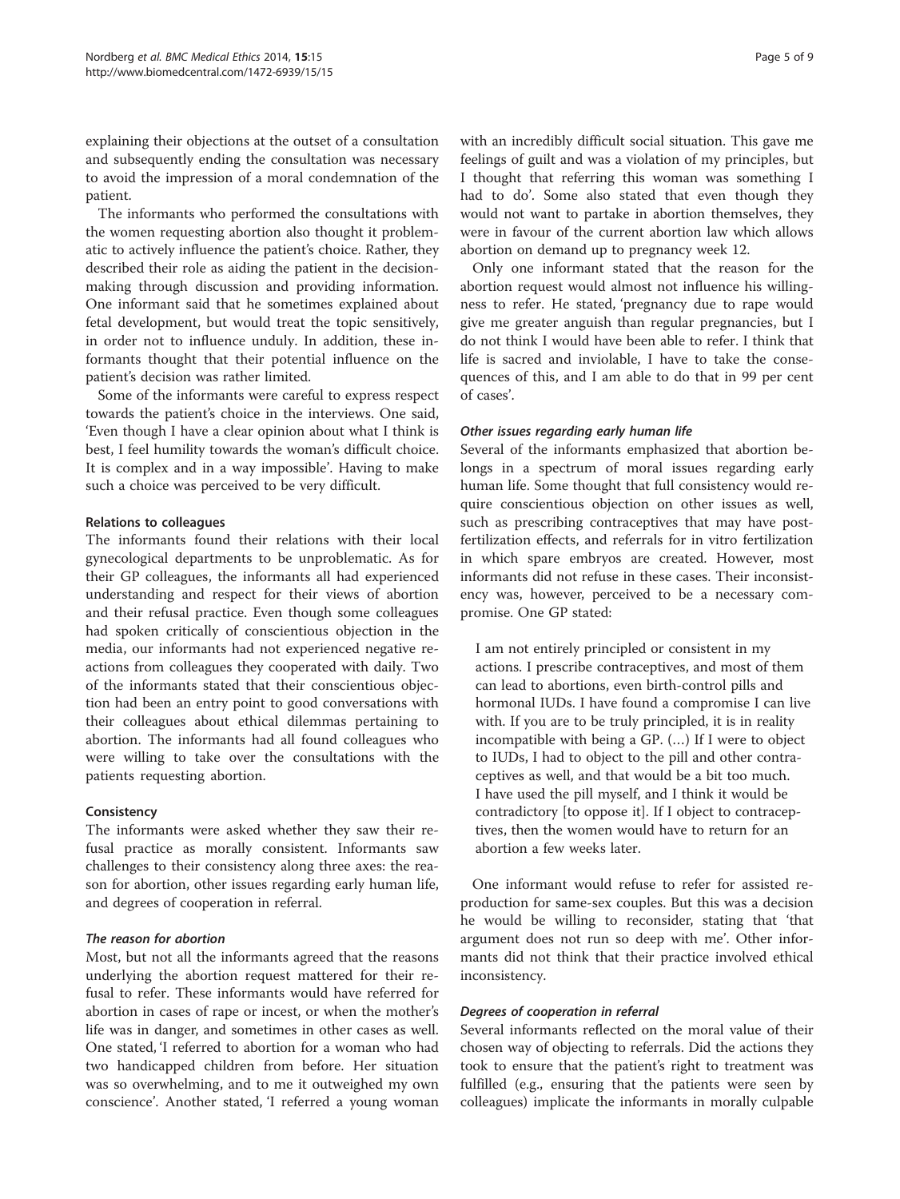explaining their objections at the outset of a consultation and subsequently ending the consultation was necessary to avoid the impression of a moral condemnation of the patient.

The informants who performed the consultations with the women requesting abortion also thought it problematic to actively influence the patient's choice. Rather, they described their role as aiding the patient in the decision-making through discussion and providing information. One informant said that he sometimes explained about fetal development, but would treat the topic sensitively, in order not to influence unduly. In addition, these informants thought that their potential influence on the patient's decision was rather limited.

Some of the informants were careful to express respect towards the patient's choice in the interviews. One said, 'Even though I have a clear opinion about what I think is best, I feel humility towards the woman's difficult choice. It is complex and in a way impossible'. Having to make such a choice was perceived to be very difficult.

#### Relations to colleagues

The informants found their relations with their local gynecological departments to be unproblematic. As for their GP colleagues, the informants all had experienced understanding and respect for their views of abortion and their refusal practice. Even though some colleagues had spoken critically of conscientious objection in the media, our informants had not experienced negative reactions from colleagues they cooperated with daily. Two of the informants stated that their conscientious objection had been an entry point to good conversations with their colleagues about ethical dilemmas pertaining to abortion. The informants had all found colleagues who were willing to take over the consultations with the patients requesting abortion.

#### Consistency

The informants were asked whether they saw their refusal practice as morally consistent. Informants saw challenges to their consistency along three axes: the reason for abortion, other issues regarding early human life, and degrees of cooperation in referral.

##### *The reason for abortion*

Most, but not all the informants agreed that the reasons underlying the abortion request mattered for their refusal to refer. These informants would have referred for abortion in cases of rape or incest, or when the mother's life was in danger, and sometimes in other cases as well. One stated, 'I referred to abortion for a woman who had two handicapped children from before. Her situation was so overwhelming, and to me it outweighed my own conscience'. Another stated, 'I referred a young woman with an incredibly difficult social situation. This gave me feelings of guilt and was a violation of my principles, but I thought that referring this woman was something I had to do'. Some also stated that even though they would not want to partake in abortion themselves, they were in favour of the current abortion law which allows abortion on demand up to pregnancy week 12.

Only one informant stated that the reason for the abortion request would almost not influence his willingness to refer. He stated, 'pregnancy due to rape would give me greater anguish than regular pregnancies, but I do not think I would have been able to refer. I think that life is sacred and inviolable, I have to take the consequences of this, and I am able to do that in 99 per cent of cases'.

##### *Other issues regarding early human life*

Several of the informants emphasized that abortion belongs in a spectrum of moral issues regarding early human life. Some thought that full consistency would require conscientious objection on other issues as well, such as prescribing contraceptives that may have post-fertilization effects, and referrals for in vitro fertilization in which spare embryos are created. However, most informants did not refuse in these cases. Their inconsistency was, however, perceived to be a necessary compromise. One GP stated:

> I am not entirely principled or consistent in my actions. I prescribe contraceptives, and most of them can lead to abortions, even birth-control pills and hormonal IUDs. I have found a compromise I can live with. If you are to be truly principled, it is in reality incompatible with being a GP. (…) If I were to object to IUDs, I had to object to the pill and other contraceptives as well, and that would be a bit too much. I have used the pill myself, and I think it would be contradictory [to oppose it]. If I object to contraceptives, then the women would have to return for an abortion a few weeks later.

One informant would refuse to refer for assisted reproduction for same-sex couples. But this was a decision he would be willing to reconsider, stating that 'that argument does not run so deep with me'. Other informants did not think that their practice involved ethical inconsistency.

##### *Degrees of cooperation in referral*

Several informants reflected on the moral value of their chosen way of objecting to referrals. Did the actions they took to ensure that the patient's right to treatment was fulfilled (e.g., ensuring that the patients were seen by colleagues) implicate the informants in morally culpable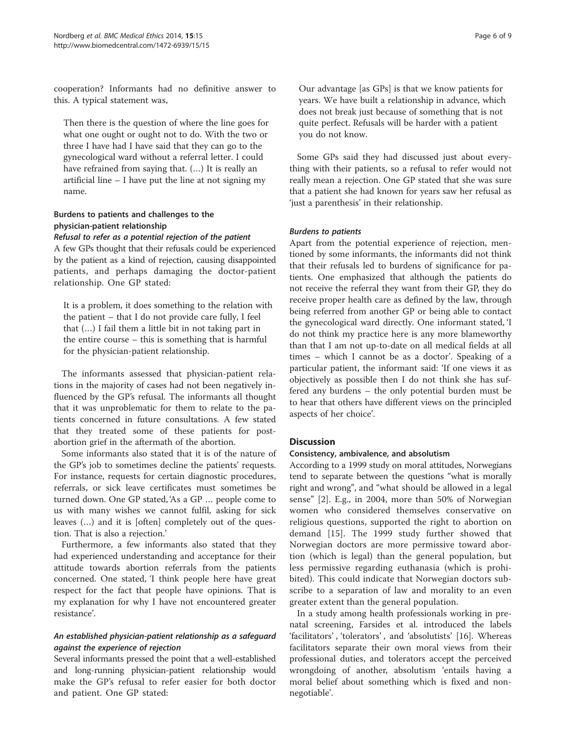cooperation? Informants had no definitive answer to this. A typical statement was,

> Then there is the question of where the line goes for what one ought or ought not to do. With the two or three I have had I have said that they can go to the gynecological ward without a referral letter. I could have refrained from saying that. (…) It is really an artificial line – I have put the line at not signing my name.

### Burdens to patients and challenges to the physician-patient relationship

#### *Refusal to refer as a potential rejection of the patient*

A few GPs thought that their refusals could be experienced by the patient as a kind of rejection, causing disappointed patients, and perhaps damaging the doctor-patient relationship. One GP stated:

> It is a problem, it does something to the relation with the patient – that I do not provide care fully, I feel that (…) I fail them a little bit in not taking part in the entire course – this is something that is harmful for the physician-patient relationship.

The informants assessed that physician-patient relations in the majority of cases had not been negatively influenced by the GP's refusal. The informants all thought that it was unproblematic for them to relate to the patients concerned in future consultations. A few stated that they treated some of these patients for post-abortion grief in the aftermath of the abortion.

Some informants also stated that it is of the nature of the GP's job to sometimes decline the patients' requests. For instance, requests for certain diagnostic procedures, referrals, or sick leave certificates must sometimes be turned down. One GP stated, 'As a GP … people come to us with many wishes we cannot fulfil, asking for sick leaves (…) and it is [often] completely out of the question. That is also a rejection.'

Furthermore, a few informants also stated that they had experienced understanding and acceptance for their attitude towards abortion referrals from the patients concerned. One stated, 'I think people here have great respect for the fact that people have opinions. That is my explanation for why I have not encountered greater resistance'.

#### *An established physician-patient relationship as a safeguard against the experience of rejection*

Several informants pressed the point that a well-established and long-running physician-patient relationship would make the GP's refusal to refer easier for both doctor and patient. One GP stated:

> Our advantage [as GPs] is that we know patients for years. We have built a relationship in advance, which does not break just because of something that is not quite perfect. Refusals will be harder with a patient you do not know.

Some GPs said they had discussed just about everything with their patients, so a refusal to refer would not really mean a rejection. One GP stated that she was sure that a patient she had known for years saw her refusal as 'just a parenthesis' in their relationship.

#### *Burdens to patients*

Apart from the potential experience of rejection, mentioned by some informants, the informants did not think that their refusals led to burdens of significance for patients. One emphasized that although the patients do not receive the referral they want from their GP, they do receive proper health care as defined by the law, through being referred from another GP or being able to contact the gynecological ward directly. One informant stated, 'I do not think my practice here is any more blameworthy than that I am not up-to-date on all medical fields at all times – which I cannot be as a doctor'. Speaking of a particular patient, the informant said: 'If one views it as objectively as possible then I do not think she has suffered any burdens – the only potential burden must be to hear that others have different views on the principled aspects of her choice'.

## Discussion

### Consistency, ambivalence, and absolutism

According to a 1999 study on moral attitudes, Norwegians tend to separate between the questions "what is morally right and wrong", and "what should be allowed in a legal sense" [2]. E.g., in 2004, more than 50% of Norwegian women who considered themselves conservative on religious questions, supported the right to abortion on demand [15]. The 1999 study further showed that Norwegian doctors are more permissive toward abortion (which is legal) than the general population, but less permissive regarding euthanasia (which is prohibited). This could indicate that Norwegian doctors subscribe to a separation of law and morality to an even greater extent than the general population.

In a study among health professionals working in prenatal screening, Farsides et al. introduced the labels 'facilitators', 'tolerators', and 'absolutists' [16]. Whereas facilitators separate their own moral views from their professional duties, and tolerators accept the perceived wrongdoing of another, absolutism 'entails having a moral belief about something which is fixed and non-negotiable'.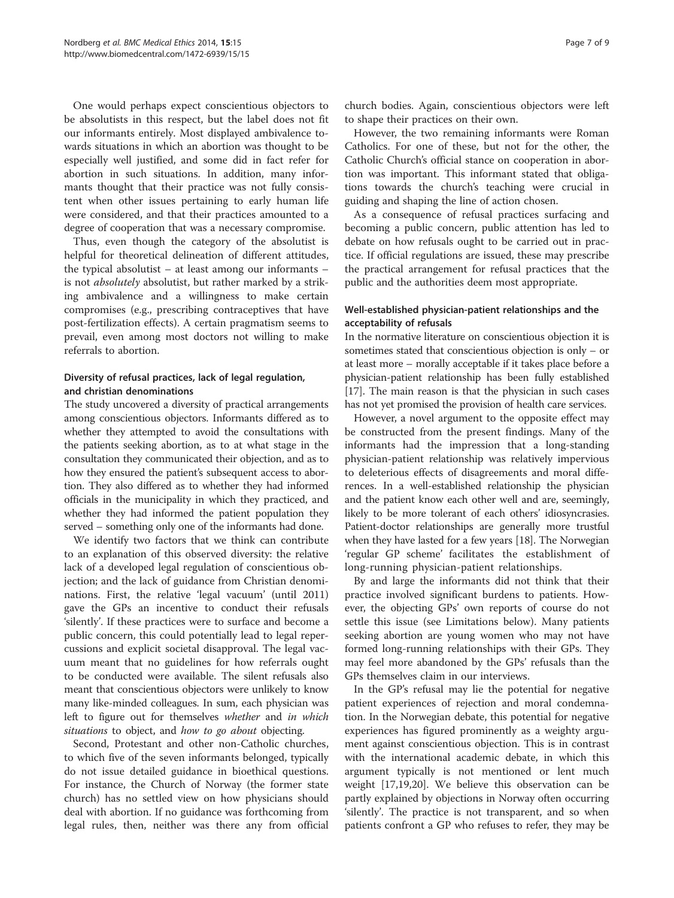One would perhaps expect conscientious objectors to be absolutists in this respect, but the label does not fit our informants entirely. Most displayed ambivalence towards situations in which an abortion was thought to be especially well justified, and some did in fact refer for abortion in such situations. In addition, many informants thought that their practice was not fully consistent when other issues pertaining to early human life were considered, and that their practices amounted to a degree of cooperation that was a necessary compromise.

Thus, even though the category of the absolutist is helpful for theoretical delineation of different attitudes, the typical absolutist – at least among our informants – is not *absolutely* absolutist, but rather marked by a striking ambivalence and a willingness to make certain compromises (e.g., prescribing contraceptives that have post-fertilization effects). A certain pragmatism seems to prevail, even among most doctors not willing to make referrals to abortion.

### Diversity of refusal practices, lack of legal regulation, and christian denominations

The study uncovered a diversity of practical arrangements among conscientious objectors. Informants differed as to whether they attempted to avoid the consultations with the patients seeking abortion, as to at what stage in the consultation they communicated their objection, and as to how they ensured the patient's subsequent access to abortion. They also differed as to whether they had informed officials in the municipality in which they practiced, and whether they had informed the patient population they served – something only one of the informants had done.

We identify two factors that we think can contribute to an explanation of this observed diversity: the relative lack of a developed legal regulation of conscientious objection; and the lack of guidance from Christian denominations. First, the relative 'legal vacuum' (until 2011) gave the GPs an incentive to conduct their refusals 'silently'. If these practices were to surface and become a public concern, this could potentially lead to legal repercussions and explicit societal disapproval. The legal vacuum meant that no guidelines for how referrals ought to be conducted were available. The silent refusals also meant that conscientious objectors were unlikely to know many like-minded colleagues. In sum, each physician was left to figure out for themselves *whether* and *in which situations* to object, and *how to go about* objecting.

Second, Protestant and other non-Catholic churches, to which five of the seven informants belonged, typically do not issue detailed guidance in bioethical questions. For instance, the Church of Norway (the former state church) has no settled view on how physicians should deal with abortion. If no guidance was forthcoming from legal rules, then, neither was there any from official church bodies. Again, conscientious objectors were left to shape their practices on their own.

However, the two remaining informants were Roman Catholics. For one of these, but not for the other, the Catholic Church's official stance on cooperation in abortion was important. This informant stated that obligations towards the church's teaching were crucial in guiding and shaping the line of action chosen.

As a consequence of refusal practices surfacing and becoming a public concern, public attention has led to debate on how refusals ought to be carried out in practice. If official regulations are issued, these may prescribe the practical arrangement for refusal practices that the public and the authorities deem most appropriate.

### Well-established physician-patient relationships and the acceptability of refusals

In the normative literature on conscientious objection it is sometimes stated that conscientious objection is only – or at least more – morally acceptable if it takes place before a physician-patient relationship has been fully established [17]. The main reason is that the physician in such cases has not yet promised the provision of health care services.

However, a novel argument to the opposite effect may be constructed from the present findings. Many of the informants had the impression that a long-standing physician-patient relationship was relatively impervious to deleterious effects of disagreements and moral differences. In a well-established relationship the physician and the patient know each other well and are, seemingly, likely to be more tolerant of each others' idiosyncrasies. Patient-doctor relationships are generally more trustful when they have lasted for a few years [18]. The Norwegian 'regular GP scheme' facilitates the establishment of long-running physician-patient relationships.

By and large the informants did not think that their practice involved significant burdens to patients. However, the objecting GPs' own reports of course do not settle this issue (see Limitations below). Many patients seeking abortion are young women who may not have formed long-running relationships with their GPs. They may feel more abandoned by the GPs' refusals than the GPs themselves claim in our interviews.

In the GP's refusal may lie the potential for negative patient experiences of rejection and moral condemnation. In the Norwegian debate, this potential for negative experiences has figured prominently as a weighty argument against conscientious objection. This is in contrast with the international academic debate, in which this argument typically is not mentioned or lent much weight [17,19,20]. We believe this observation can be partly explained by objections in Norway often occurring 'silently'. The practice is not transparent, and so when patients confront a GP who refuses to refer, they may be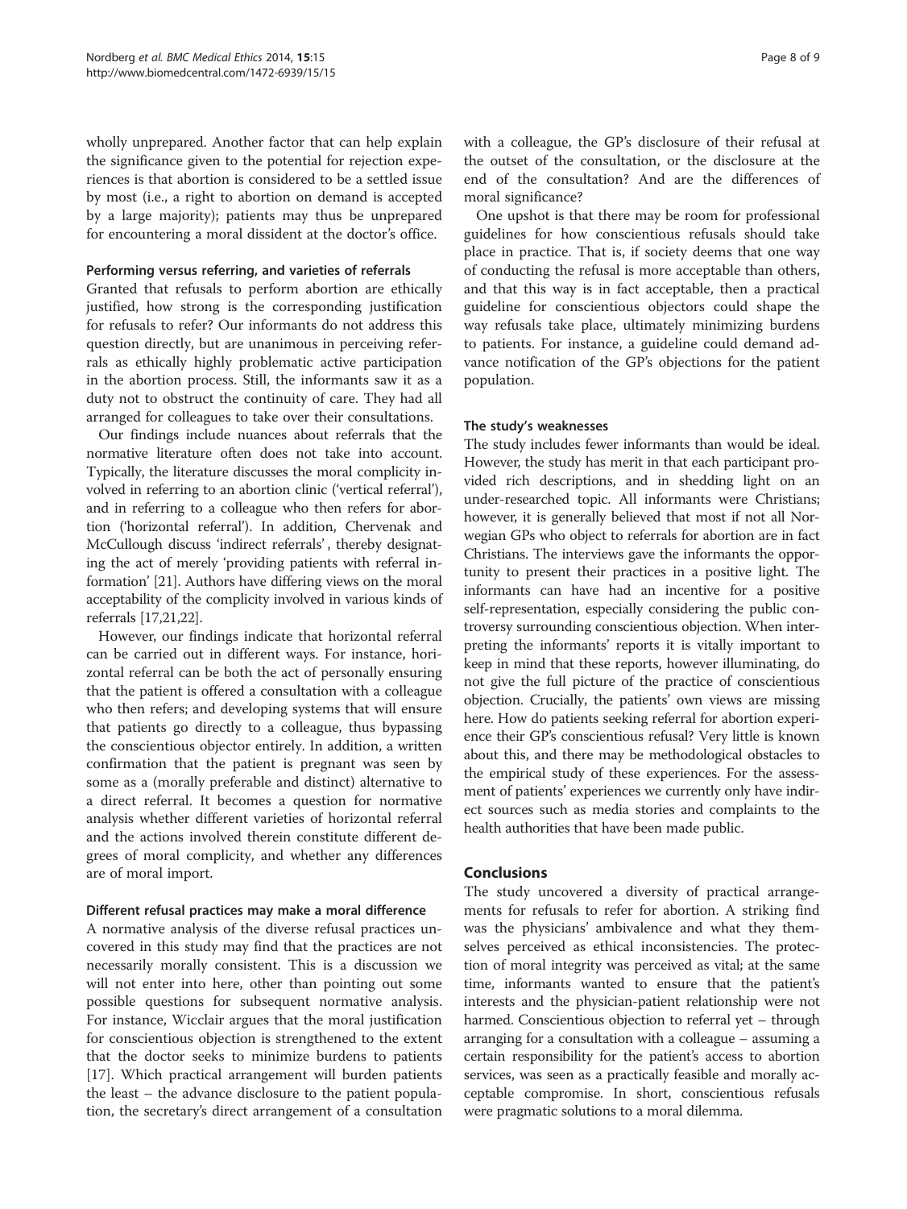wholly unprepared. Another factor that can help explain the significance given to the potential for rejection experiences is that abortion is considered to be a settled issue by most (i.e., a right to abortion on demand is accepted by a large majority); patients may thus be unprepared for encountering a moral dissident at the doctor's office.

#### Performing versus referring, and varieties of referrals

Granted that refusals to perform abortion are ethically justified, how strong is the corresponding justification for refusals to refer? Our informants do not address this question directly, but are unanimous in perceiving referrals as ethically highly problematic active participation in the abortion process. Still, the informants saw it as a duty not to obstruct the continuity of care. They had all arranged for colleagues to take over their consultations.

Our findings include nuances about referrals that the normative literature often does not take into account. Typically, the literature discusses the moral complicity involved in referring to an abortion clinic ('vertical referral'), and in referring to a colleague who then refers for abortion ('horizontal referral'). In addition, Chervenak and McCullough discuss 'indirect referrals', thereby designating the act of merely 'providing patients with referral information' [21]. Authors have differing views on the moral acceptability of the complicity involved in various kinds of referrals [17,21,22].

However, our findings indicate that horizontal referral can be carried out in different ways. For instance, horizontal referral can be both the act of personally ensuring that the patient is offered a consultation with a colleague who then refers; and developing systems that will ensure that patients go directly to a colleague, thus bypassing the conscientious objector entirely. In addition, a written confirmation that the patient is pregnant was seen by some as a (morally preferable and distinct) alternative to a direct referral. It becomes a question for normative analysis whether different varieties of horizontal referral and the actions involved therein constitute different degrees of moral complicity, and whether any differences are of moral import.

#### Different refusal practices may make a moral difference

A normative analysis of the diverse refusal practices uncovered in this study may find that the practices are not necessarily morally consistent. This is a discussion we will not enter into here, other than pointing out some possible questions for subsequent normative analysis. For instance, Wicclair argues that the moral justification for conscientious objection is strengthened to the extent that the doctor seeks to minimize burdens to patients [17]. Which practical arrangement will burden patients the least – the advance disclosure to the patient population, the secretary's direct arrangement of a consultation with a colleague, the GP's disclosure of their refusal at the outset of the consultation, or the disclosure at the end of the consultation? And are the differences of moral significance?

One upshot is that there may be room for professional guidelines for how conscientious refusals should take place in practice. That is, if society deems that one way of conducting the refusal is more acceptable than others, and that this way is in fact acceptable, then a practical guideline for conscientious objectors could shape the way refusals take place, ultimately minimizing burdens to patients. For instance, a guideline could demand advance notification of the GP's objections for the patient population.

#### The study's weaknesses

The study includes fewer informants than would be ideal. However, the study has merit in that each participant provided rich descriptions, and in shedding light on an under-researched topic. All informants were Christians; however, it is generally believed that most if not all Norwegian GPs who object to referrals for abortion are in fact Christians. The interviews gave the informants the opportunity to present their practices in a positive light. The informants can have had an incentive for a positive self-representation, especially considering the public controversy surrounding conscientious objection. When interpreting the informants' reports it is vitally important to keep in mind that these reports, however illuminating, do not give the full picture of the practice of conscientious objection. Crucially, the patients' own views are missing here. How do patients seeking referral for abortion experience their GP's conscientious refusal? Very little is known about this, and there may be methodological obstacles to the empirical study of these experiences. For the assessment of patients' experiences we currently only have indirect sources such as media stories and complaints to the health authorities that have been made public.

## Conclusions

The study uncovered a diversity of practical arrangements for refusals to refer for abortion. A striking find was the physicians' ambivalence and what they themselves perceived as ethical inconsistencies. The protection of moral integrity was perceived as vital; at the same time, informants wanted to ensure that the patient's interests and the physician-patient relationship were not harmed. Conscientious objection to referral yet – through arranging for a consultation with a colleague – assuming a certain responsibility for the patient's access to abortion services, was seen as a practically feasible and morally acceptable compromise. In short, conscientious refusals were pragmatic solutions to a moral dilemma.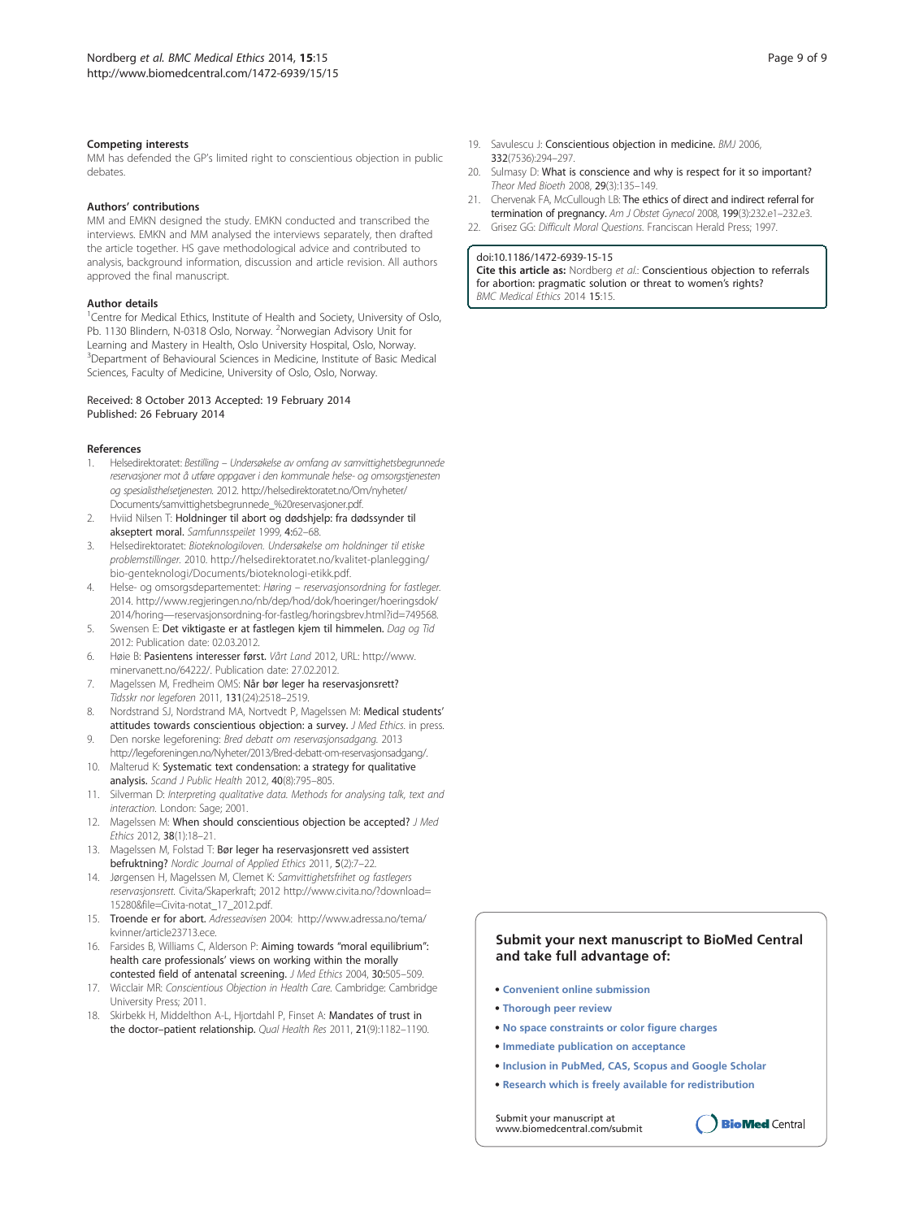### Competing interests

MM has defended the GP's limited right to conscientious objection in public debates.

### Authors' contributions

MM and EMKN designed the study. EMKN conducted and transcribed the interviews. EMKN and MM analysed the interviews separately, then drafted the article together. HS gave methodological advice and contributed to analysis, background information, discussion and article revision. All authors approved the final manuscript.

### Author details

[1]Centre for Medical Ethics, Institute of Health and Society, University of Oslo, Pb. 1130 Blindern, N-0318 Oslo, Norway. [2]Norwegian Advisory Unit for Learning and Mastery in Health, Oslo University Hospital, Oslo, Norway. [3]Department of Behavioural Sciences in Medicine, Institute of Basic Medical Sciences, Faculty of Medicine, University of Oslo, Oslo, Norway.

Received: 8 October 2013 Accepted: 19 February 2014
Published: 26 February 2014

### References

1. Helsedirektoratet: *Bestilling – Undersøkelse av omfang av samvittighetsbegrunnede reservasjoner mot å utføre oppgaver i den kommunale helse- og omsorgstjenesten og spesialisthelsetjenesten.* 2012. http://helsedirektoratet.no/Om/nyheter/Documents/samvittighetsbegrunnede_%20reservasjoner.pdf.
2. Hviid Nilsen T: **Holdninger til abort og dødshjelp: fra dødssynder til akseptert moral.** *Samfunnsspeilet* 1999, **4:**62–68.
3. Helsedirektoratet: *Bioteknologiloven. Undersøkelse om holdninger til etiske problemstillinger.* 2010. http://helsedirektoratet.no/kvalitet-planlegging/bio-genteknologi/Documents/bioteknologi-etikk.pdf.
4. Helse- og omsorgsdepartementet: *Høring – reservasjonsordning for fastleger.* 2014. http://www.regjeringen.no/nb/dep/hod/dok/hoeringer/hoeringsdok/2014/horing—reservasjonsordning-for-fastleg/horingsbrev.html?id=749568.
5. Swensen E: **Det viktigaste er at fastlegen kjem til himmelen.** *Dag og Tid* 2012: Publication date: 02.03.2012.
6. Høie B: **Pasientens interesser først.** *Vårt Land* 2012, URL: http://www.minervanett.no/64222/. Publication date: 27.02.2012.
7. Magelssen M, Fredheim OMS: **Når bør leger ha reservasjonsrett?** *Tidsskr nor legeforen* 2011, **131**(24):2518–2519.
8. Nordstrand SJ, Nordstrand MA, Nortvedt P, Magelssen M: **Medical students' attitudes towards conscientious objection: a survey.** *J Med Ethics.* in press.
9. Den norske legeforening: *Bred debatt om reservasjonsadgang.* 2013 http://legeforeningen.no/Nyheter/2013/Bred-debatt-om-reservasjonsadgang/.
10. Malterud K: **Systematic text condensation: a strategy for qualitative analysis.** *Scand J Public Health* 2012, **40**(8):795–805.
11. Silverman D: *Interpreting qualitative data. Methods for analysing talk, text and interaction.* London: Sage; 2001.
12. Magelssen M: **When should conscientious objection be accepted?** *J Med Ethics* 2012, **38**(1):18–21.
13. Magelssen M, Folstad T: **Bør leger ha reservasjonsrett ved assistert befruktning?** *Nordic Journal of Applied Ethics* 2011, **5**(2):7–22.
14. Jørgensen H, Magelssen M, Clemet K: *Samvittighetsfrihet og fastlegers reservasjonsrett.* Civita/Skaperkraft; 2012 http://www.civita.no/?download=15280&file=Civita-notat_17_2012.pdf.
15. **Troende er for abort.** *Adresseavisen* 2004: http://www.adressa.no/tema/kvinner/article23713.ece.
16. Farsides B, Williams C, Alderson P: **Aiming towards "moral equilibrium": health care professionals' views on working within the morally contested field of antenatal screening.** *J Med Ethics* 2004, **30:**505–509.
17. Wicclair MR: *Conscientious Objection in Health Care.* Cambridge: Cambridge University Press; 2011.
18. Skirbekk H, Middelthon A-L, Hjortdahl P, Finset A: **Mandates of trust in the doctor–patient relationship.** *Qual Health Res* 2011, **21**(9):1182–1190.
19. Savulescu J: **Conscientious objection in medicine.** *BMJ* 2006, **332**(7536):294–297.
20. Sulmasy D: **What is conscience and why is respect for it so important?** *Theor Med Bioeth* 2008, **29**(3):135–149.
21. Chervenak FA, McCullough LB: **The ethics of direct and indirect referral for termination of pregnancy.** *Am J Obstet Gynecol* 2008, **199**(3):232.e1–232.e3.
22. Grisez GG: *Difficult Moral Questions.* Franciscan Herald Press; 1997.

doi:10.1186/1472-6939-15-15
**Cite this article as:** Nordberg *et al.*: Conscientious objection to referrals for abortion: pragmatic solution or threat to women's rights? *BMC Medical Ethics* 2014 **15**:15.

**Submit your next manuscript to BioMed Central and take full advantage of:**

- **Convenient online submission**
- **Thorough peer review**
- **No space constraints or color figure charges**
- **Immediate publication on acceptance**
- **Inclusion in PubMed, CAS, Scopus and Google Scholar**
- **Research which is freely available for redistribution**

Submit your manuscript at
www.biomedcentral.com/submit

BioMed Central